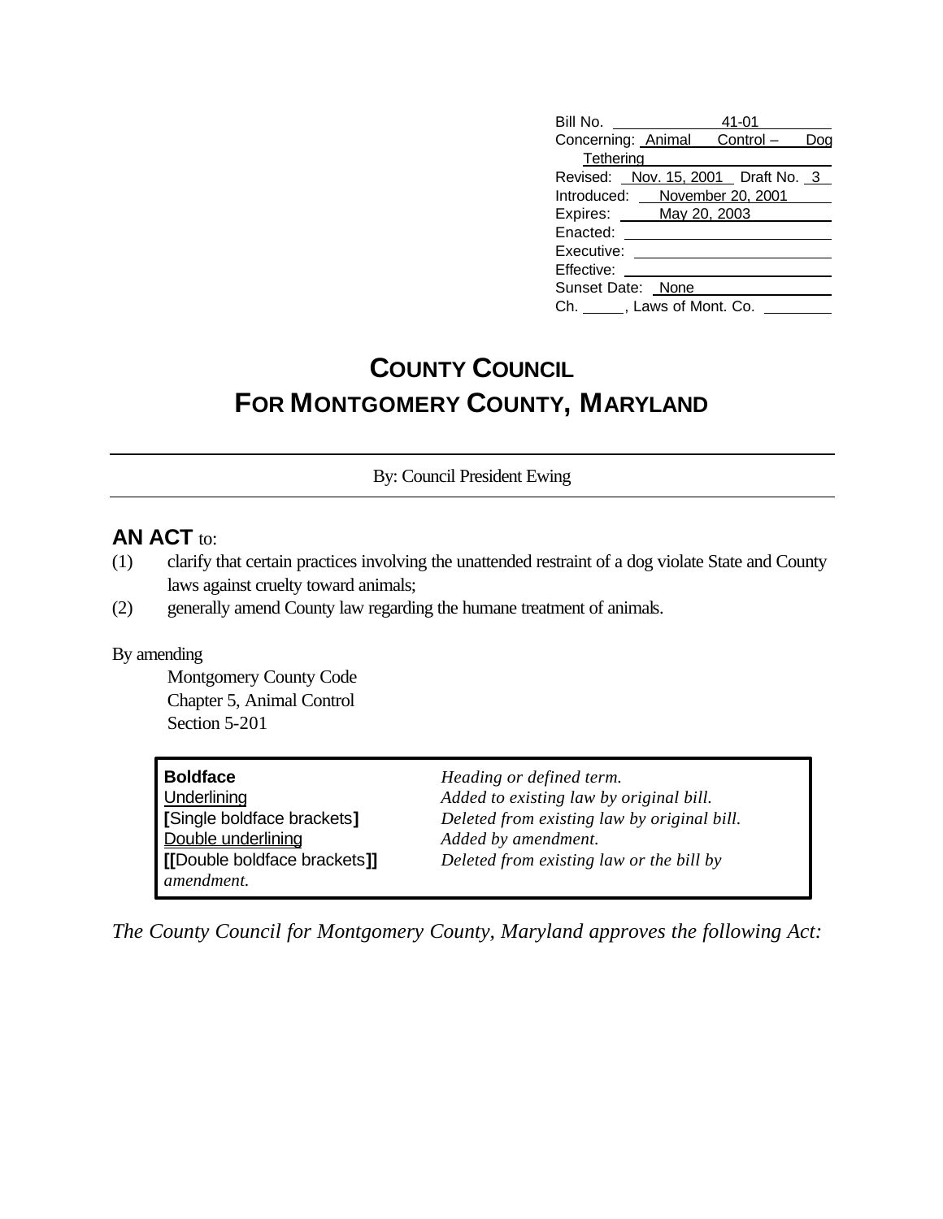Bill No. 41-01
Concerning: Animal Control – Dog Tethering
Revised: Nov. 15, 2001 Draft No. 3
Introduced: November 20, 2001
Expires: May 20, 2003
Enacted:
Executive:
Effective:
Sunset Date: None
Ch. \_\_\_\_\_, Laws of Mont. Co.

# COUNTY COUNCIL FOR MONTGOMERY COUNTY, MARYLAND

By: Council President Ewing

**AN ACT** to:

(1) clarify that certain practices involving the unattended restraint of a dog violate State and County laws against cruelty toward animals;

(2) generally amend County law regarding the humane treatment of animals.

By amending

Montgomery County Code
Chapter 5, Animal Control
Section 5-201

| | |
|---|---|
| **Boldface** | *Heading or defined term.* |
| Underlining | *Added to existing law by original bill.* |
| **[**Single boldface brackets**]** | *Deleted from existing law by original bill.* |
| Double underlining | *Added by amendment.* |
| **[[**Double boldface brackets**]]** | *Deleted from existing law or the bill by amendment.* |

*The County Council for Montgomery County, Maryland approves the following Act:*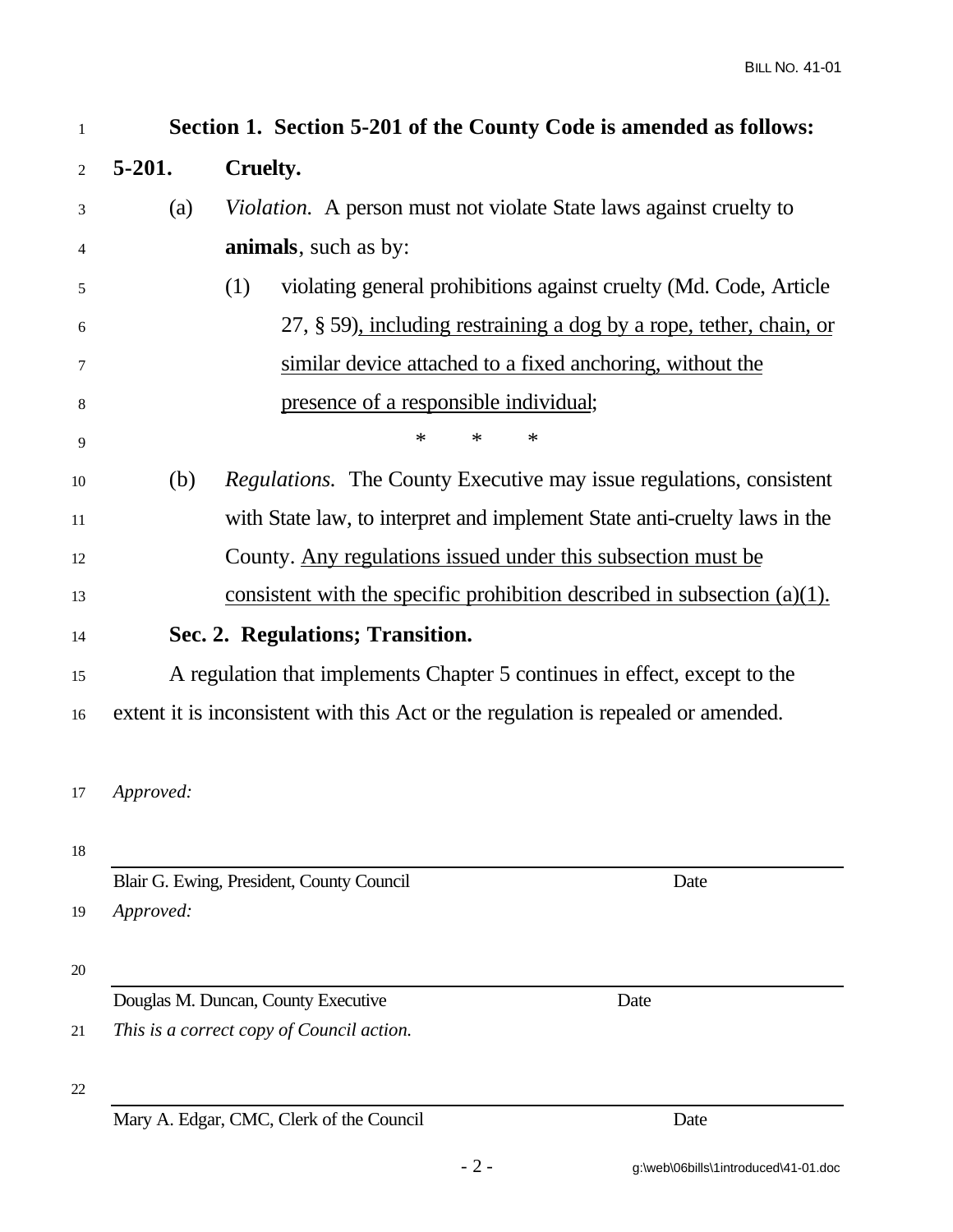**Section 1. Section 5-201 of the County Code is amended as follows:**

**5-201. Cruelty.**

(a) *Violation.* A person must not violate State laws against cruelty to **animals**, such as by:

(1) violating general prohibitions against cruelty (Md. Code, Article 27, § 59), including restraining a dog by a rope, tether, chain, or similar device attached to a fixed anchoring, without the presence of a responsible individual;

\* \* \*

(b) *Regulations.* The County Executive may issue regulations, consistent with State law, to interpret and implement State anti-cruelty laws in the County. Any regulations issued under this subsection must be consistent with the specific prohibition described in subsection (a)(1).

**Sec. 2. Regulations; Transition.**

A regulation that implements Chapter 5 continues in effect, except to the extent it is inconsistent with this Act or the regulation is repealed or amended.

*Approved:*

Blair G. Ewing, President, County Council Date

*Approved:*

Douglas M. Duncan, County Executive Date

*This is a correct copy of Council action.*

Mary A. Edgar, CMC, Clerk of the Council Date